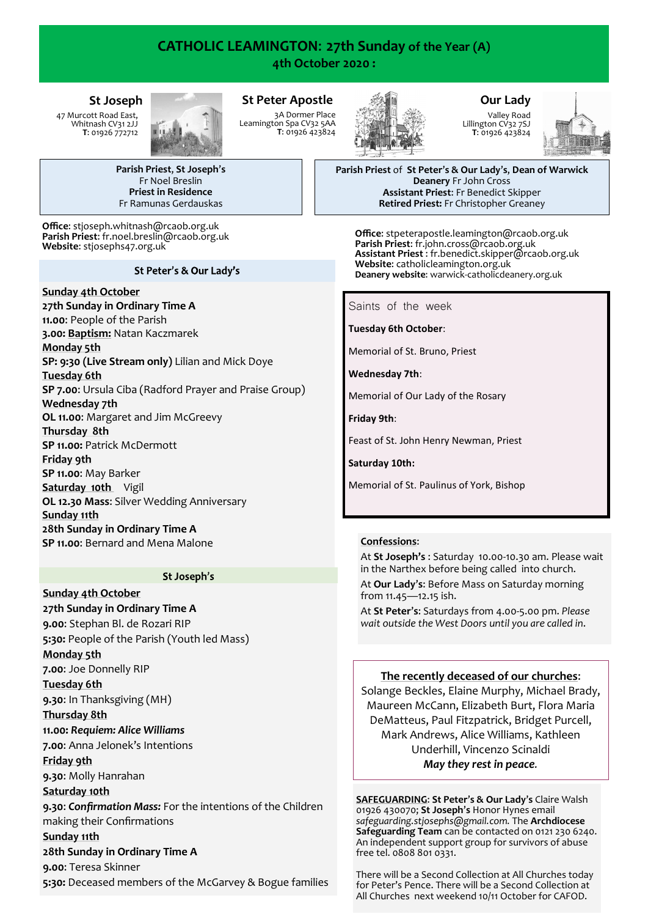# CATHOLIC LEAMINGTON: 27th Sunday of the Year (A)

**4th October 2020 :**

## St Joseph

47 Murcott Road East,
Whitnash CV31 2JJ
**T:** 01926 772712

## St Peter Apostle

3A Dormer Place
Leamington Spa CV32 5AA
**T:** 01926 423824

## Our Lady

Valley Road
Lillington CV32 7SJ
**T:** 01926 423824

**Parish Priest, St Joseph's**
Fr Noel Breslin
**Priest in Residence**
Fr Ramunas Gerdauskas

**Office**: stjoseph.whitnash@rcaob.org.uk
**Parish Priest**: fr.noel.breslin@rcaob.org.uk
**Website**: stjosephs47.org.uk

**Parish Priest of St Peter's & Our Lady's, Dean of Warwick Deanery** Fr John Cross
**Assistant Priest:** Fr Benedict Skipper
**Retired Priest:** Fr Christopher Greaney

**Office**: stpeterapostle.leamington@rcaob.org.uk
**Parish Priest**: fr.john.cross@rcaob.org.uk
**Assistant Priest** : fr.benedict.skipper@rcaob.org.uk
**Website**: catholicleamington.org.uk
**Deanery website**: warwick-catholicdeanery.org.uk

### St Peter's & Our Lady's

**Sunday 4th October**
**27th Sunday in Ordinary Time A**
**11.00**: People of the Parish
**3.00: Baptism:** Natan Kaczmarek
**Monday 5th**
**SP: 9:30 (Live Stream only)** Lilian and Mick Doye
**Tuesday 6th**
**SP 7.00**: Ursula Ciba (Radford Prayer and Praise Group)
**Wednesday 7th**
**OL 11.00**: Margaret and Jim McGreevy
**Thursday 8th**
**SP 11.00**: Patrick McDermott
**Friday 9th**
**SP 11.00**: May Barker
**Saturday 10th** Vigil
**OL 12.30 Mass:** Silver Wedding Anniversary
**Sunday 11th**
**28th Sunday in Ordinary Time A**
**SP 11.00**: Bernard and Mena Malone

### St Joseph's

**Sunday 4th October**
**27th Sunday in Ordinary Time A**
**9.00**: Stephan Bl. de Rozari RIP
**5:30**: People of the Parish (Youth led Mass)
**Monday 5th**
**7.00**: Joe Donnelly RIP
**Tuesday 6th**
**9.30**: In Thanksgiving (MH)
**Thursday 8th**
**11.00:** ***Requiem: Alice Williams***
**7.00**: Anna Jelonek's Intentions
**Friday 9th**
**9.30**: Molly Hanrahan
**Saturday 10th**
**9.30**: ***Confirmation Mass:*** For the intentions of the Children making their Confirmations
**Sunday 11th**
**28th Sunday in Ordinary Time A**
**9.00**: Teresa Skinner
**5:30:** Deceased members of the McGarvey & Bogue families

### Saints of the week

**Tuesday 6th October**:

Memorial of St. Bruno, Priest

**Wednesday 7th**:

Memorial of Our Lady of the Rosary

**Friday 9th**:

Feast of St. John Henry Newman, Priest

**Saturday 10th:**

Memorial of St. Paulinus of York, Bishop

**Confessions**:

At **St Joseph's** : Saturday 10.00-10.30 am. Please wait in the Narthex before being called into church.

At **Our Lady's**: Before Mass on Saturday morning from 11.45—12.15 ish.

At **St Peter's**: Saturdays from 4.00-5.00 pm. *Please wait outside the West Doors until you are called in.*

**The recently deceased of our churches**:
Solange Beckles, Elaine Murphy, Michael Brady, Maureen McCann, Elizabeth Burt, Flora Maria DeMatteus, Paul Fitzpatrick, Bridget Purcell, Mark Andrews, Alice Williams, Kathleen Underhill, Vincenzo Scinaldi
***May they rest in peace.***

**SAFEGUARDING**: **St Peter's & Our Lady's** Claire Walsh 01926 430070; **St Joseph's** Honor Hynes email *safeguarding.stjosephs@gmail.com.* The **Archdiocese Safeguarding Team** can be contacted on 0121 230 6240. An independent support group for survivors of abuse free tel. 0808 801 0331.

There will be a Second Collection at All Churches today for Peter's Pence. There will be a Second Collection at All Churches next weekend 10/11 October for CAFOD.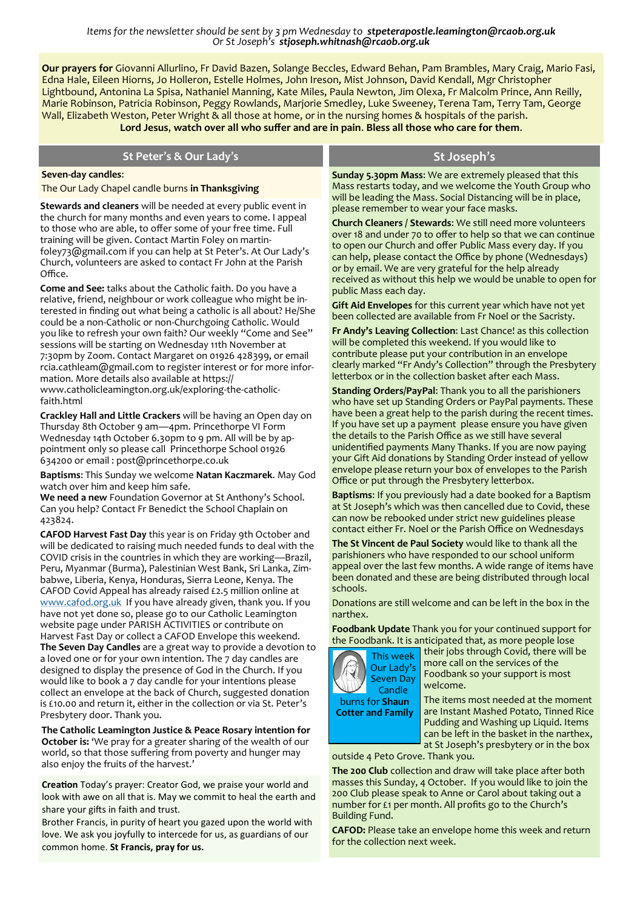*Items for the newsletter should be sent by 3 pm Wednesday to* ***stpeterapostle.leamington@rcaob.org.uk***
*Or St Joseph's* ***stjoseph.whitnash@rcaob.org.uk***

**Our prayers for** Giovanni Allurlino, Fr David Bazen, Solange Beccles, Edward Behan, Pam Brambles, Mary Craig, Mario Fasi, Edna Hale, Eileen Hiorns, Jo Holleron, Estelle Holmes, John Ireson, Mist Johnson, David Kendall, Mgr Christopher Lightbound, Antonina La Spisa, Nathaniel Manning, Kate Miles, Paula Newton, Jim Olexa, Fr Malcolm Prince, Ann Reilly, Marie Robinson, Patricia Robinson, Peggy Rowlands, Marjorie Smedley, Luke Sweeney, Terena Tam, Terry Tam, George Wall, Elizabeth Weston, Peter Wright & all those at home, or in the nursing homes & hospitals of the parish.

**Lord Jesus, watch over all who suffer and are in pain. Bless all those who care for them.**

## St Peter's & Our Lady's

**Seven-day candles:**

The Our Lady Chapel candle burns **in Thanksgiving**

**Stewards and cleaners** will be needed at every public event in the church for many months and even years to come. I appeal to those who are able, to offer some of your free time. Full training will be given. Contact Martin Foley on martin-foley73@gmail.com if you can help at St Peter's. At Our Lady's Church, volunteers are asked to contact Fr John at the Parish Office.

**Come and See:** talks about the Catholic faith. Do you have a relative, friend, neighbour or work colleague who might be interested in finding out what being a catholic is all about? He/She could be a non-Catholic or non-Churchgoing Catholic. Would you like to refresh your own faith? Our weekly "Come and See" sessions will be starting on Wednesday 11th November at 7:30pm by Zoom. Contact Margaret on 01926 428399, or email rcia.cathleam@gmail.com to register interest or for more information. More details also available at https://www.catholicleamington.org.uk/exploring-the-catholic-faith.html

**Crackley Hall and Little Crackers** will be having an Open day on Thursday 8th October 9 am—4pm. Princethorpe VI Form Wednesday 14th October 6.30pm to 9 pm. All will be by appointment only so please call Princethorpe School 01926 634200 or email : post@princethorpe.co.uk

**Baptisms**: This Sunday we welcome **Natan Kaczmarek**. May God watch over him and keep him safe.

**We need a new** Foundation Governor at St Anthony's School. Can you help? Contact Fr Benedict the School Chaplain on 423824.

**CAFOD Harvest Fast Day** this year is on Friday 9th October and will be dedicated to raising much needed funds to deal with the COVID crisis in the countries in which they are working—Brazil, Peru, Myanmar (Burma), Palestinian West Bank, Sri Lanka, Zimbabwe, Liberia, Kenya, Honduras, Sierra Leone, Kenya. The CAFOD Covid Appeal has already raised £2.5 million online at www.cafod.org.uk If you have already given, thank you. If you have not yet done so, please go to our Catholic Leamington website page under PARISH ACTIVITIES or contribute on Harvest Fast Day or collect a CAFOD Envelope this weekend.

**The Seven Day Candles** are a great way to provide a devotion to a loved one or for your own intention. The 7 day candles are designed to display the presence of God in the Church. If you would like to book a 7 day candle for your intentions please collect an envelope at the back of Church, suggested donation is £10.00 and return it, either in the collection or via St. Peter's Presbytery door. Thank you.

**The Catholic Leamington Justice & Peace Rosary intention for October is:** 'We pray for a greater sharing of the wealth of our world, so that those suffering from poverty and hunger may also enjoy the fruits of the harvest.'

**Creation** Today's prayer: Creator God, we praise your world and look with awe on all that is. May we commit to heal the earth and share your gifts in faith and trust.

Brother Francis, in purity of heart you gazed upon the world with love. We ask you joyfully to intercede for us, as guardians of our common home. **St Francis, pray for us.**

## St Joseph's

**Sunday 5.30pm Mass**: We are extremely pleased that this Mass restarts today, and we welcome the Youth Group who will be leading the Mass. Social Distancing will be in place, please remember to wear your face masks.

**Church Cleaners / Stewards**: We still need more volunteers over 18 and under 70 to offer to help so that we can continue to open our Church and offer Public Mass every day. If you can help, please contact the Office by phone (Wednesdays) or by email. We are very grateful for the help already received as without this help we would be unable to open for public Mass each day.

**Gift Aid Envelopes** for this current year which have not yet been collected are available from Fr Noel or the Sacristy.

**Fr Andy's Leaving Collection**: Last Chance! as this collection will be completed this weekend. If you would like to contribute please put your contribution in an envelope clearly marked "Fr Andy's Collection" through the Presbytery letterbox or in the collection basket after each Mass.

**Standing Orders/PayPal:** Thank you to all the parishioners who have set up Standing Orders or PayPal payments. These have been a great help to the parish during the recent times. If you have set up a payment please ensure you have given the details to the Parish Office as we still have several unidentified payments Many Thanks. If you are now paying your Gift Aid donations by Standing Order instead of yellow envelope please return your box of envelopes to the Parish Office or put through the Presbytery letterbox.

**Baptisms**: If you previously had a date booked for a Baptism at St Joseph's which was then cancelled due to Covid, these can now be rebooked under strict new guidelines please contact either Fr. Noel or the Parish Office on Wednesdays

**The St Vincent de Paul Society** would like to thank all the parishioners who have responded to our school uniform appeal over the last few months. A wide range of items have been donated and these are being distributed through local schools.

Donations are still welcome and can be left in the box in the narthex.

**Foodbank Update** Thank you for your continued support for the Foodbank. It is anticipated that, as more people lose their jobs through Covid, there will be more call on the services of the Foodbank so your support is most welcome.

The items most needed at the moment are Instant Mashed Potato, Tinned Rice Pudding and Washing up Liquid. Items can be left in the basket in the narthex, at St Joseph's presbytery or in the box outside 4 Peto Grove. Thank you.

This week Our Lady's Seven Day Candle burns for **Shaun Cotter and Family**

**The 200 Club** collection and draw will take place after both masses this Sunday, 4 October. If you would like to join the 200 Club please speak to Anne or Carol about taking out a number for £1 per month. All profits go to the Church's Building Fund.

**CAFOD:** Please take an envelope home this week and return for the collection next week.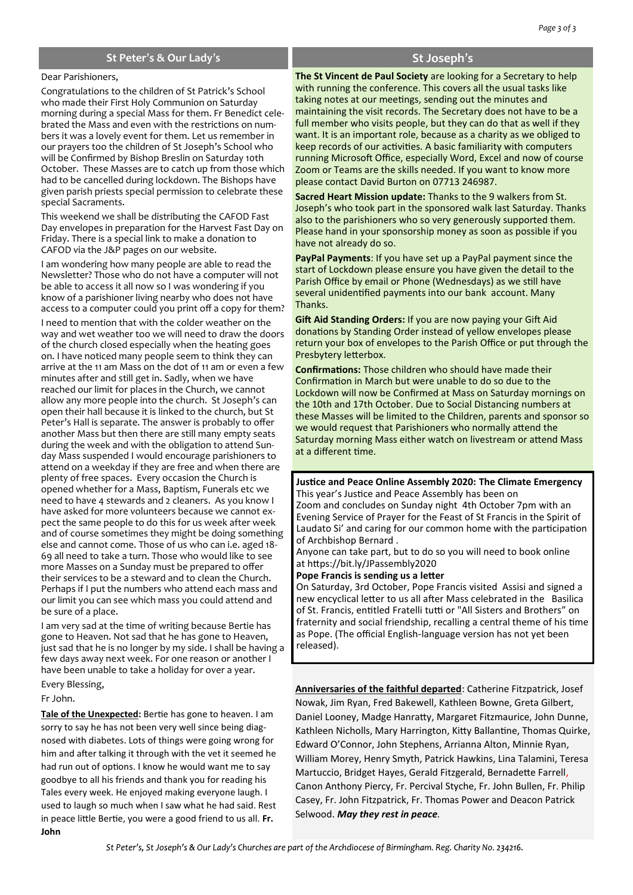## St Peter's & Our Lady's

Dear Parishioners,

Congratulations to the children of St Patrick's School who made their First Holy Communion on Saturday morning during a special Mass for them. Fr Benedict celebrated the Mass and even with the restrictions on numbers it was a lovely event for them. Let us remember in our prayers too the children of St Joseph's School who will be Confirmed by Bishop Breslin on Saturday 10th October. These Masses are to catch up from those which had to be cancelled during lockdown. The Bishops have given parish priests special permission to celebrate these special Sacraments.

This weekend we shall be distributing the CAFOD Fast Day envelopes in preparation for the Harvest Fast Day on Friday. There is a special link to make a donation to CAFOD via the J&P pages on our website.

I am wondering how many people are able to read the Newsletter? Those who do not have a computer will not be able to access it all now so I was wondering if you know of a parishioner living nearby who does not have access to a computer could you print off a copy for them?

I need to mention that with the colder weather on the way and wet weather too we will need to draw the doors of the church closed especially when the heating goes on. I have noticed many people seem to think they can arrive at the 11 am Mass on the dot of 11 am or even a few minutes after and still get in. Sadly, when we have reached our limit for places in the Church, we cannot allow any more people into the church. St Joseph's can open their hall because it is linked to the church, but St Peter's Hall is separate. The answer is probably to offer another Mass but then there are still many empty seats during the week and with the obligation to attend Sunday Mass suspended I would encourage parishioners to attend on a weekday if they are free and when there are plenty of free spaces. Every occasion the Church is opened whether for a Mass, Baptism, Funerals etc we need to have 4 stewards and 2 cleaners. As you know I have asked for more volunteers because we cannot expect the same people to do this for us week after week and of course sometimes they might be doing something else and cannot come. Those of us who can i.e. aged 18-69 all need to take a turn. Those who would like to see more Masses on a Sunday must be prepared to offer their services to be a steward and to clean the Church. Perhaps if I put the numbers who attend each mass and our limit you can see which mass you could attend and be sure of a place.

I am very sad at the time of writing because Bertie has gone to Heaven. Not sad that he has gone to Heaven, just sad that he is no longer by my side. I shall be having a few days away next week. For one reason or another I have been unable to take a holiday for over a year.

Every Blessing,

Fr John.

**Tale of the Unexpected:** Bertie has gone to heaven. I am sorry to say he has not been very well since being diagnosed with diabetes. Lots of things were going wrong for him and after talking it through with the vet it seemed he had run out of options. I know he would want me to say goodbye to all his friends and thank you for reading his Tales every week. He enjoyed making everyone laugh. I used to laugh so much when I saw what he had said. Rest in peace little Bertie, you were a good friend to us all. **Fr. John**

## St Joseph's

**The St Vincent de Paul Society** are looking for a Secretary to help with running the conference. This covers all the usual tasks like taking notes at our meetings, sending out the minutes and maintaining the visit records. The Secretary does not have to be a full member who visits people, but they can do that as well if they want. It is an important role, because as a charity as we obliged to keep records of our activities. A basic familiarity with computers running Microsoft Office, especially Word, Excel and now of course Zoom or Teams are the skills needed. If you want to know more please contact David Burton on 07713 246987.

**Sacred Heart Mission update:** Thanks to the 9 walkers from St. Joseph's who took part in the sponsored walk last Saturday. Thanks also to the parishioners who so very generously supported them. Please hand in your sponsorship money as soon as possible if you have not already do so.

**PayPal Payments**: If you have set up a PayPal payment since the start of Lockdown please ensure you have given the detail to the Parish Office by email or Phone (Wednesdays) as we still have several unidentified payments into our bank account. Many Thanks.

**Gift Aid Standing Orders:** If you are now paying your Gift Aid donations by Standing Order instead of yellow envelopes please return your box of envelopes to the Parish Office or put through the Presbytery letterbox.

**Confirmations:** Those children who should have made their Confirmation in March but were unable to do so due to the Lockdown will now be Confirmed at Mass on Saturday mornings on the 10th and 17th October. Due to Social Distancing numbers at these Masses will be limited to the Children, parents and sponsor so we would request that Parishioners who normally attend the Saturday morning Mass either watch on livestream or attend Mass at a different time.

**Justice and Peace Online Assembly 2020: The Climate Emergency**

This year's Justice and Peace Assembly has been on Zoom and concludes on Sunday night 4th October 7pm with an Evening Service of Prayer for the Feast of St Francis in the Spirit of Laudato Si' and caring for our common home with the participation of Archbishop Bernard .

Anyone can take part, but to do so you will need to book online at https://bit.ly/JPassembly2020

**Pope Francis is sending us a letter**

On Saturday, 3rd October, Pope Francis visited Assisi and signed a new encyclical letter to us all after Mass celebrated in the Basilica of St. Francis, entitled Fratelli tutti or "All Sisters and Brothers" on fraternity and social friendship, recalling a central theme of his time as Pope. (The official English-language version has not yet been released).

**Anniversaries of the faithful departed**: Catherine Fitzpatrick, Josef Nowak, Jim Ryan, Fred Bakewell, Kathleen Bowne, Greta Gilbert, Daniel Looney, Madge Hanratty, Margaret Fitzmaurice, John Dunne, Kathleen Nicholls, Mary Harrington, Kitty Ballantine, Thomas Quirke, Edward O'Connor, John Stephens, Arrianna Alton, Minnie Ryan, William Morey, Henry Smyth, Patrick Hawkins, Lina Talamini, Teresa Martuccio, Bridget Hayes, Gerald Fitzgerald, Bernadette Farrell, Canon Anthony Piercy, Fr. Percival Styche, Fr. John Bullen, Fr. Philip Casey, Fr. John Fitzpatrick, Fr. Thomas Power and Deacon Patrick Selwood. ***May they rest in peace.***

*St Peter's, St Joseph's & Our Lady's Churches are part of the Archdiocese of Birmingham. Reg. Charity No. 234216.*